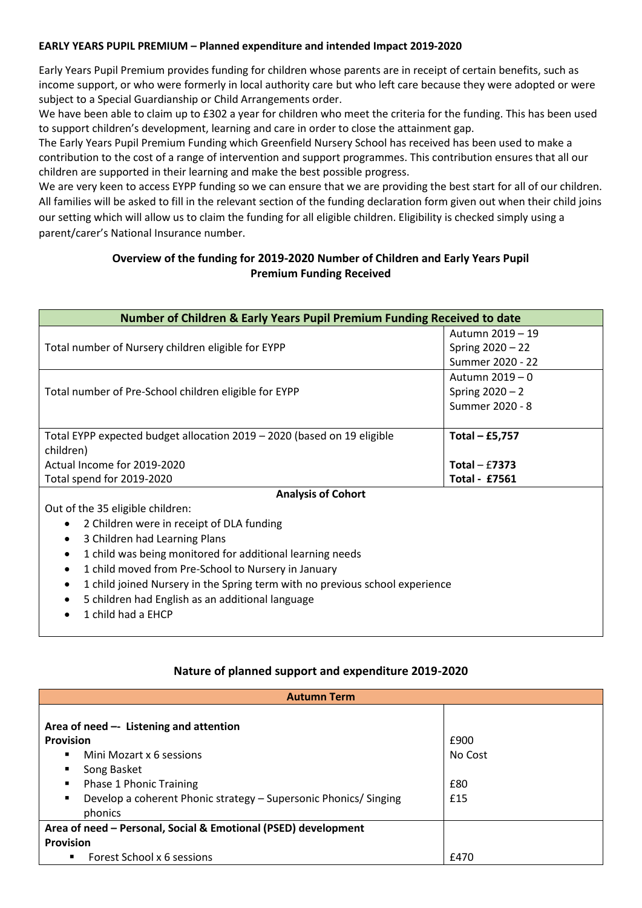**EARLY YEARS PUPIL PREMIUM – Planned expenditure and intended Impact 2019-2020**

Early Years Pupil Premium provides funding for children whose parents are in receipt of certain benefits, such as income support, or who were formerly in local authority care but who left care because they were adopted or were subject to a Special Guardianship or Child Arrangements order.
We have been able to claim up to £302 a year for children who meet the criteria for the funding. This has been used to support children's development, learning and care in order to close the attainment gap.
The Early Years Pupil Premium Funding which Greenfield Nursery School has received has been used to make a contribution to the cost of a range of intervention and support programmes. This contribution ensures that all our children are supported in their learning and make the best possible progress.
We are very keen to access EYPP funding so we can ensure that we are providing the best start for all of our children. All families will be asked to fill in the relevant section of the funding declaration form given out when their child joins our setting which will allow us to claim the funding for all eligible children. Eligibility is checked simply using a parent/carer's National Insurance number.

**Overview of the funding for 2019-2020 Number of Children and Early Years Pupil Premium Funding Received**

| **Number of Children & Early Years Pupil Premium Funding Received to date** | |
|---|---|
| Total number of Nursery children eligible for EYPP | Autumn 2019 – 19<br>Spring 2020 – 22<br>Summer 2020 - 22 |
| Total number of Pre-School children eligible for EYPP | Autumn 2019 – 0<br>Spring 2020 – 2<br>Summer 2020 - 8 |
| Total EYPP expected budget allocation 2019 – 2020 (based on 19 eligible children)<br>Actual Income for 2019-2020<br>Total spend for 2019-2020 | **Total – £5,757**<br><br>**Total** – £7373<br>**Total - £7561** |
| **Analysis of Cohort** | |

Out of the 35 eligible children:

- 2 Children were in receipt of DLA funding
- 3 Children had Learning Plans
- 1 child was being monitored for additional learning needs
- 1 child moved from Pre-School to Nursery in January
- 1 child joined Nursery in the Spring term with no previous school experience
- 5 children had English as an additional language
- 1 child had a EHCP

**Nature of planned support and expenditure 2019-2020**

| **Autumn Term** | |
|---|---|
| **Area of need –- Listening and attention**<br>**Provision**<br>▪ Mini Mozart x 6 sessions<br>▪ Song Basket<br>▪ Phase 1 Phonic Training<br>▪ Develop a coherent Phonic strategy – Supersonic Phonics/ Singing phonics | <br><br>£900<br>No Cost<br>£80<br>£15 |
| **Area of need – Personal, Social & Emotional (PSED) development**<br>**Provision**<br>▪ Forest School x 6 sessions | <br><br>£470 |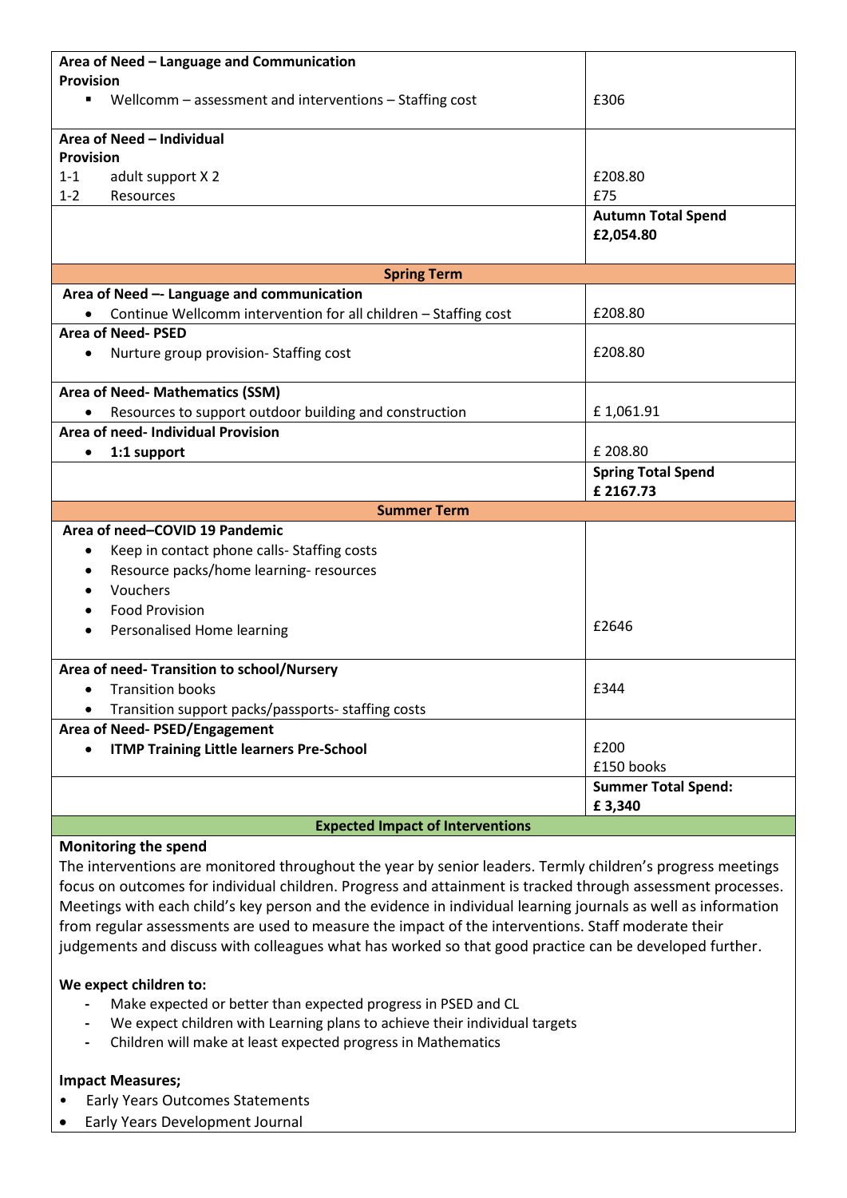| Area of Need – Language and Communication<br>**Provision**<br>▪ Wellcomm – assessment and interventions – Staffing cost | £306 |
|---|---|
| **Area of Need – Individual**<br>**Provision**<br>1-1 adult support X 2<br>1-2 Resources | <br><br>£208.80<br>£75 |
| | **Autumn Total Spend**<br>**£2,054.80** |
| **Spring Term** | |
| **Area of Need –- Language and communication**<br>• Continue Wellcomm intervention for all children – Staffing cost | £208.80 |
| **Area of Need- PSED**<br>• Nurture group provision- Staffing cost | £208.80 |
| **Area of Need- Mathematics (SSM)**<br>• Resources to support outdoor building and construction | £ 1,061.91 |
| **Area of need- Individual Provision**<br>• **1:1 support** | £ 208.80 |
| | **Spring Total Spend**<br>**£ 2167.73** |
| **Summer Term** | |
| **Area of need–COVID 19 Pandemic**<br>• Keep in contact phone calls- Staffing costs<br>• Resource packs/home learning- resources<br>• Vouchers<br>• Food Provision<br>• Personalised Home learning | £2646 |
| **Area of need- Transition to school/Nursery**<br>• Transition books<br>• Transition support packs/passports- staffing costs | £344 |
| **Area of Need- PSED/Engagement**<br>• **ITMP Training Little learners Pre-School** | £200<br>£150 books |
| | **Summer Total Spend:**<br>**£ 3,340** |

**Expected Impact of Interventions**

**Monitoring the spend**

The interventions are monitored throughout the year by senior leaders. Termly children's progress meetings focus on outcomes for individual children. Progress and attainment is tracked through assessment processes. Meetings with each child's key person and the evidence in individual learning journals as well as information from regular assessments are used to measure the impact of the interventions. Staff moderate their judgements and discuss with colleagues what has worked so that good practice can be developed further.

**We expect children to:**

- Make expected or better than expected progress in PSED and CL
- We expect children with Learning plans to achieve their individual targets
- Children will make at least expected progress in Mathematics

**Impact Measures;**

- Early Years Outcomes Statements
- Early Years Development Journal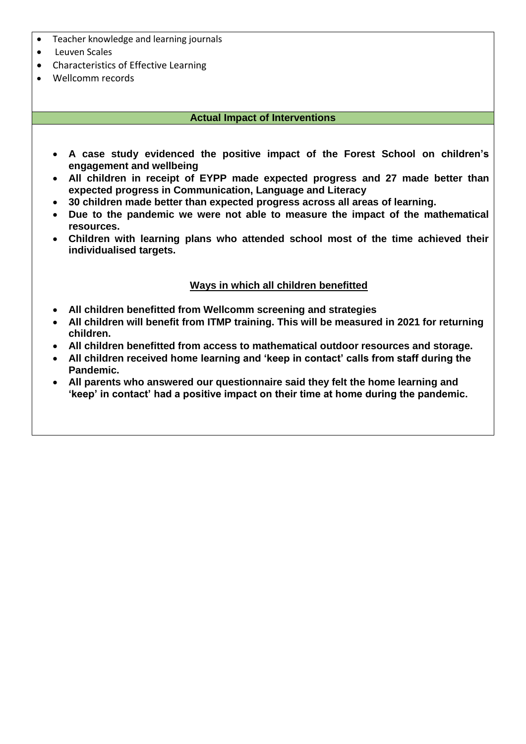- Teacher knowledge and learning journals
- Leuven Scales
- Characteristics of Effective Learning
- Wellcomm records

## Actual Impact of Interventions

- **A case study evidenced the positive impact of the Forest School on children's engagement and wellbeing**
- **All children in receipt of EYPP made expected progress and 27 made better than expected progress in Communication, Language and Literacy**
- **30 children made better than expected progress across all areas of learning.**
- **Due to the pandemic we were not able to measure the impact of the mathematical resources.**
- **Children with learning plans who attended school most of the time achieved their individualised targets.**

### Ways in which all children benefitted

- **All children benefitted from Wellcomm screening and strategies**
- **All children will benefit from ITMP training. This will be measured in 2021 for returning children.**
- **All children benefitted from access to mathematical outdoor resources and storage.**
- **All children received home learning and 'keep in contact' calls from staff during the Pandemic.**
- **All parents who answered our questionnaire said they felt the home learning and 'keep' in contact' had a positive impact on their time at home during the pandemic.**